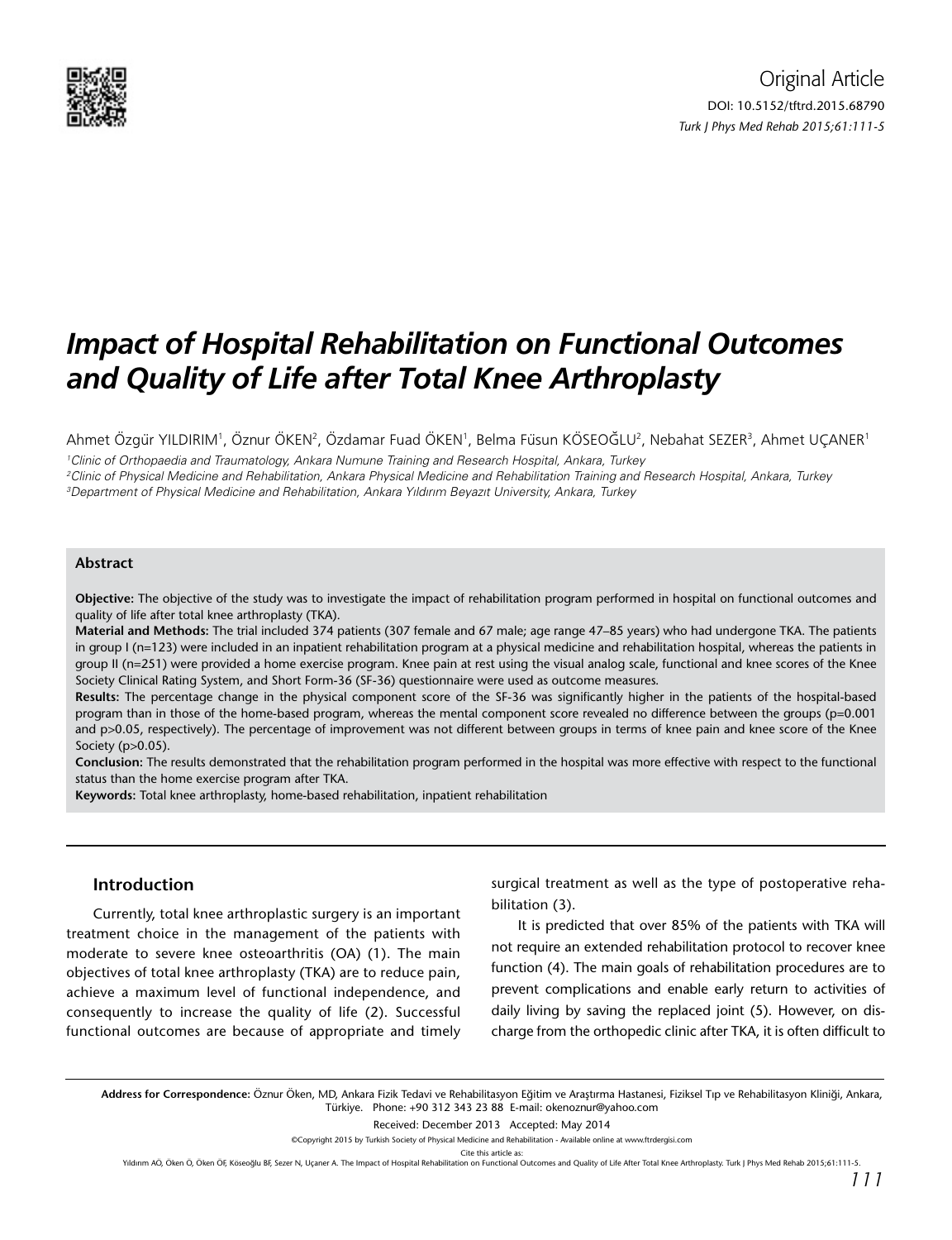Original Article

DOI: 10.5152/tftrd.2015.68790

# Impact of Hospital Rehabilitation on Functional Outcomes and Quality of Life after Total Knee Arthroplasty

Ahmet Özgür YILDIRIM[1], Öznur ÖKEN[2], Özdamar Fuad ÖKEN[1], Belma Füsun KÖSEOĞLU[2], Nebahat SEZER[3], Ahmet UÇANER[1]

[1]Clinic of Orthopaedia and Traumatology, Ankara Numune Training and Research Hospital, Ankara, Turkey
[2]Clinic of Physical Medicine and Rehabilitation, Ankara Physical Medicine and Rehabilitation Training and Research Hospital, Ankara, Turkey
[3]Department of Physical Medicine and Rehabilitation, Ankara Yıldırım Beyazıt University, Ankara, Turkey

### Abstract

**Objective:** The objective of the study was to investigate the impact of rehabilitation program performed in hospital on functional outcomes and quality of life after total knee arthroplasty (TKA).

**Material and Methods:** The trial included 374 patients (307 female and 67 male; age range 47–85 years) who had undergone TKA. The patients in group I (n=123) were included in an inpatient rehabilitation program at a physical medicine and rehabilitation hospital, whereas the patients in group II (n=251) were provided a home exercise program. Knee pain at rest using the visual analog scale, functional and knee scores of the Knee Society Clinical Rating System, and Short Form-36 (SF-36) questionnaire were used as outcome measures.

**Results:** The percentage change in the physical component score of the SF-36 was significantly higher in the patients of the hospital-based program than in those of the home-based program, whereas the mental component score revealed no difference between the groups (p=0.001 and p>0.05, respectively). The percentage of improvement was not different between groups in terms of knee pain and knee score of the Knee Society (p>0.05).

**Conclusion:** The results demonstrated that the rehabilitation program performed in the hospital was more effective with respect to the functional status than the home exercise program after TKA.

**Keywords:** Total knee arthroplasty, home-based rehabilitation, inpatient rehabilitation

## Introduction

Currently, total knee arthroplastic surgery is an important treatment choice in the management of the patients with moderate to severe knee osteoarthritis (OA) (1). The main objectives of total knee arthroplasty (TKA) are to reduce pain, achieve a maximum level of functional independence, and consequently to increase the quality of life (2). Successful functional outcomes are because of appropriate and timely surgical treatment as well as the type of postoperative rehabilitation (3).

It is predicted that over 85% of the patients with TKA will not require an extended rehabilitation protocol to recover knee function (4). The main goals of rehabilitation procedures are to prevent complications and enable early return to activities of daily living by saving the replaced joint (5). However, on discharge from the orthopedic clinic after TKA, it is often difficult to

**Address for Correspondence:** Öznur Öken, MD, Ankara Fizik Tedavi ve Rehabilitasyon Eğitim ve Araştırma Hastanesi, Fiziksel Tıp ve Rehabilitasyon Kliniği, Ankara, Türkiye. Phone: +90 312 343 23 88 E-mail: okenoznur@yahoo.com

Received: December 2013 Accepted: May 2014

©Copyright 2015 by Turkish Society of Physical Medicine and Rehabilitation - Available online at www.ftrdergisi.com

Cite this article as:
Yıldırım AÖ, Öken Ö, Öken ÖF, Köseoğlu BF, Sezer N, Uçaner A. The Impact of Hospital Rehabilitation on Functional Outcomes and Quality of Life After Total Knee Arthroplasty. Turk J Phys Med Rehab 2015;61:111-5.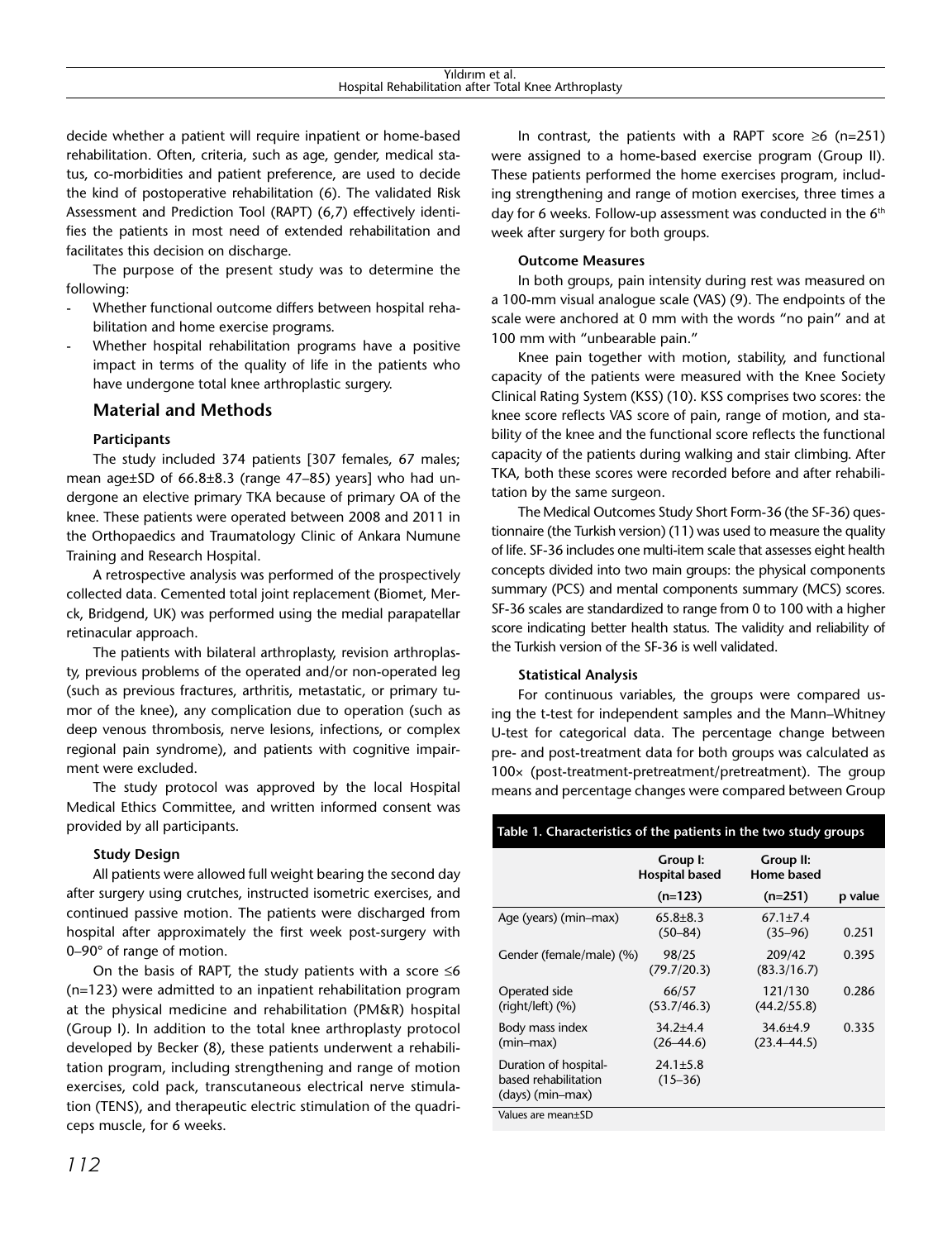decide whether a patient will require inpatient or home-based rehabilitation. Often, criteria, such as age, gender, medical status, co-morbidities and patient preference, are used to decide the kind of postoperative rehabilitation (6). The validated Risk Assessment and Prediction Tool (RAPT) (6,7) effectively identifies the patients in most need of extended rehabilitation and facilitates this decision on discharge.

The purpose of the present study was to determine the following:

- Whether functional outcome differs between hospital rehabilitation and home exercise programs.
- Whether hospital rehabilitation programs have a positive impact in terms of the quality of life in the patients who have undergone total knee arthroplastic surgery.

## Material and Methods

### Participants

The study included 374 patients [307 females, 67 males; mean age±SD of 66.8±8.3 (range 47–85) years] who had undergone an elective primary TKA because of primary OA of the knee. These patients were operated between 2008 and 2011 in the Orthopaedics and Traumatology Clinic of Ankara Numune Training and Research Hospital.

A retrospective analysis was performed of the prospectively collected data. Cemented total joint replacement (Biomet, Merck, Bridgend, UK) was performed using the medial parapatellar retinacular approach.

The patients with bilateral arthroplasty, revision arthroplasty, previous problems of the operated and/or non-operated leg (such as previous fractures, arthritis, metastatic, or primary tumor of the knee), any complication due to operation (such as deep venous thrombosis, nerve lesions, infections, or complex regional pain syndrome), and patients with cognitive impairment were excluded.

The study protocol was approved by the local Hospital Medical Ethics Committee, and written informed consent was provided by all participants.

### Study Design

All patients were allowed full weight bearing the second day after surgery using crutches, instructed isometric exercises, and continued passive motion. The patients were discharged from hospital after approximately the first week post-surgery with 0–90° of range of motion.

On the basis of RAPT, the study patients with a score ≤6 (n=123) were admitted to an inpatient rehabilitation program at the physical medicine and rehabilitation (PM&R) hospital (Group I). In addition to the total knee arthroplasty protocol developed by Becker (8), these patients underwent a rehabilitation program, including strengthening and range of motion exercises, cold pack, transcutaneous electrical nerve stimulation (TENS), and therapeutic electric stimulation of the quadriceps muscle, for 6 weeks.

In contrast, the patients with a RAPT score ≥6 (n=251) were assigned to a home-based exercise program (Group II). These patients performed the home exercises program, including strengthening and range of motion exercises, three times a day for 6 weeks. Follow-up assessment was conducted in the 6th week after surgery for both groups.

### Outcome Measures

In both groups, pain intensity during rest was measured on a 100-mm visual analogue scale (VAS) (9). The endpoints of the scale were anchored at 0 mm with the words "no pain" and at 100 mm with "unbearable pain."

Knee pain together with motion, stability, and functional capacity of the patients were measured with the Knee Society Clinical Rating System (KSS) (10). KSS comprises two scores: the knee score reflects VAS score of pain, range of motion, and stability of the knee and the functional score reflects the functional capacity of the patients during walking and stair climbing. After TKA, both these scores were recorded before and after rehabilitation by the same surgeon.

The Medical Outcomes Study Short Form-36 (the SF-36) questionnaire (the Turkish version) (11) was used to measure the quality of life. SF-36 includes one multi-item scale that assesses eight health concepts divided into two main groups: the physical components summary (PCS) and mental components summary (MCS) scores. SF-36 scales are standardized to range from 0 to 100 with a higher score indicating better health status. The validity and reliability of the Turkish version of the SF-36 is well validated.

### Statistical Analysis

For continuous variables, the groups were compared using the t-test for independent samples and the Mann–Whitney U-test for categorical data. The percentage change between pre- and post-treatment data for both groups was calculated as 100× (post-treatment-pretreatment/pretreatment). The group means and percentage changes were compared between Group

**Table 1. Characteristics of the patients in the two study groups**

| | Group I: Hospital based | Group II: Home based | |
|---|---|---|---|
| | (n=123) | (n=251) | p value |
| Age (years) (min–max) | 65.8±8.3 (50–84) | 67.1±7.4 (35–96) | 0.251 |
| Gender (female/male) (%) | 98/25 (79.7/20.3) | 209/42 (83.3/16.7) | 0.395 |
| Operated side (right/left) (%) | 66/57 (53.7/46.3) | 121/130 (44.2/55.8) | 0.286 |
| Body mass index (min–max) | 34.2±4.4 (26–44.6) | 34.6±4.9 (23.4–44.5) | 0.335 |
| Duration of hospital-based rehabilitation (days) (min–max) | 24.1±5.8 (15–36) | | |

Values are mean±SD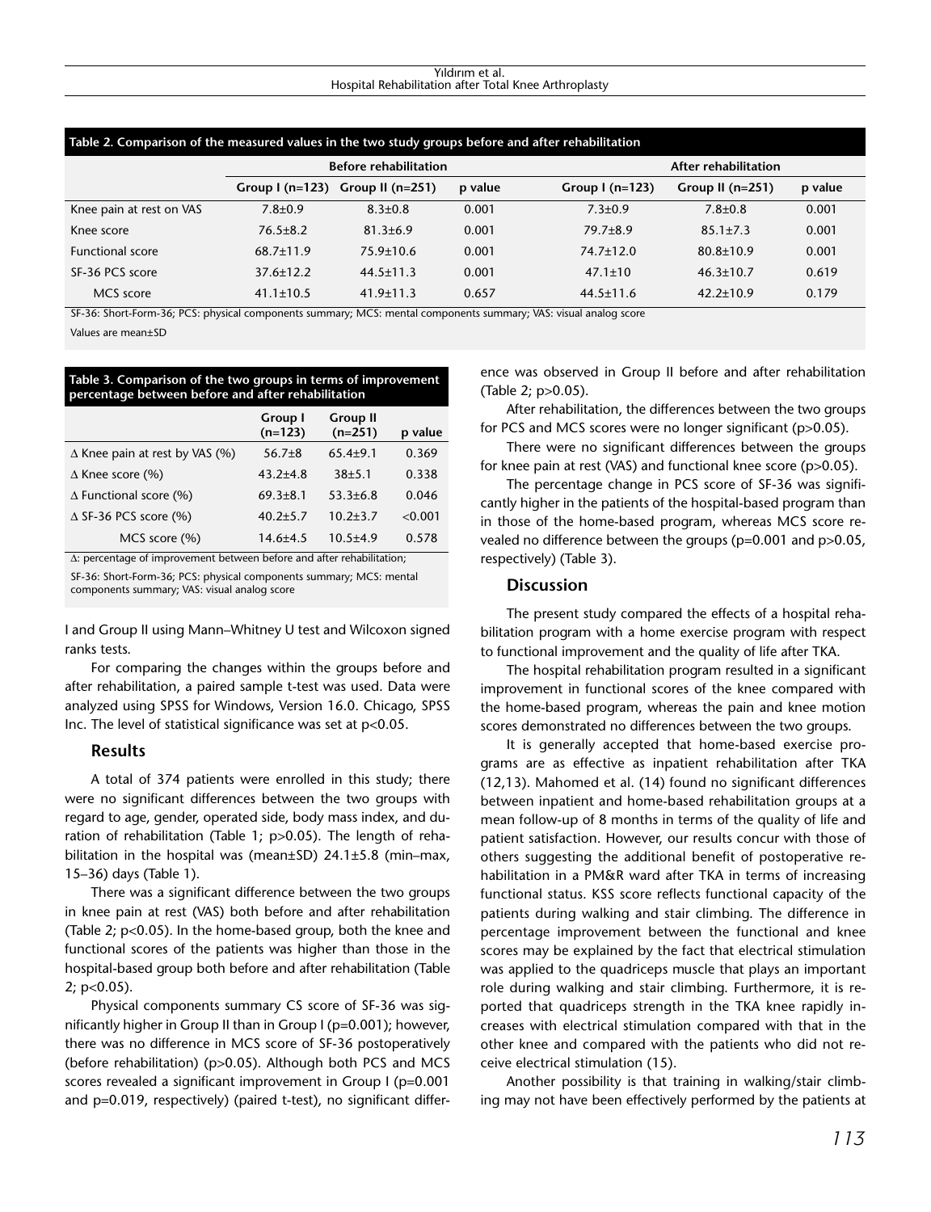**Table 2. Comparison of the measured values in the two study groups before and after rehabilitation**

| | Before rehabilitation | | | After rehabilitation | | |
|---|---|---|---|---|---|---|
| | Group I (n=123) | Group II (n=251) | p value | Group I (n=123) | Group II (n=251) | p value |
| Knee pain at rest on VAS | 7.8±0.9 | 8.3±0.8 | 0.001 | 7.3±0.9 | 7.8±0.8 | 0.001 |
| Knee score | 76.5±8.2 | 81.3±6.9 | 0.001 | 79.7±8.9 | 85.1±7.3 | 0.001 |
| Functional score | 68.7±11.9 | 75.9±10.6 | 0.001 | 74.7±12.0 | 80.8±10.9 | 0.001 |
| SF-36 PCS score | 37.6±12.2 | 44.5±11.3 | 0.001 | 47.1±10 | 46.3±10.7 | 0.619 |
| MCS score | 41.1±10.5 | 41.9±11.3 | 0.657 | 44.5±11.6 | 42.2±10.9 | 0.179 |

SF-36: Short-Form-36; PCS: physical components summary; MCS: mental components summary; VAS: visual analog score

Values are mean±SD

**Table 3. Comparison of the two groups in terms of improvement percentage between before and after rehabilitation**

| | Group I (n=123) | Group II (n=251) | p value |
|---|---|---|---|
| Δ Knee pain at rest by VAS (%) | 56.7±8 | 65.4±9.1 | 0.369 |
| Δ Knee score (%) | 43.2±4.8 | 38±5.1 | 0.338 |
| Δ Functional score (%) | 69.3±8.1 | 53.3±6.8 | 0.046 |
| Δ SF-36 PCS score (%) | 40.2±5.7 | 10.2±3.7 | <0.001 |
| MCS score (%) | 14.6±4.5 | 10.5±4.9 | 0.578 |

Δ: percentage of improvement between before and after rehabilitation;

SF-36: Short-Form-36; PCS: physical components summary; MCS: mental components summary; VAS: visual analog score

I and Group II using Mann–Whitney U test and Wilcoxon signed ranks tests.

For comparing the changes within the groups before and after rehabilitation, a paired sample t-test was used. Data were analyzed using SPSS for Windows, Version 16.0. Chicago, SPSS Inc. The level of statistical significance was set at $p<0.05$.

## Results

A total of 374 patients were enrolled in this study; there were no significant differences between the two groups with regard to age, gender, operated side, body mass index, and duration of rehabilitation (Table 1; $p>0.05$). The length of rehabilitation in the hospital was (mean±SD) 24.1±5.8 (min–max, 15–36) days (Table 1).

There was a significant difference between the two groups in knee pain at rest (VAS) both before and after rehabilitation (Table 2; $p<0.05$). In the home-based group, both the knee and functional scores of the patients was higher than those in the hospital-based group both before and after rehabilitation (Table 2; $p<0.05$).

Physical components summary CS score of SF-36 was significantly higher in Group II than in Group I ($p=0.001$); however, there was no difference in MCS score of SF-36 postoperatively (before rehabilitation) ($p>0.05$). Although both PCS and MCS scores revealed a significant improvement in Group I ($p=0.001$ and $p=0.019$, respectively) (paired t-test), no significant difference was observed in Group II before and after rehabilitation (Table 2; $p>0.05$).

After rehabilitation, the differences between the two groups for PCS and MCS scores were no longer significant ($p>0.05$).

There were no significant differences between the groups for knee pain at rest (VAS) and functional knee score ($p>0.05$).

The percentage change in PCS score of SF-36 was significantly higher in the patients of the hospital-based program than in those of the home-based program, whereas MCS score revealed no difference between the groups ($p=0.001$ and $p>0.05$, respectively) (Table 3).

## Discussion

The present study compared the effects of a hospital rehabilitation program with a home exercise program with respect to functional improvement and the quality of life after TKA.

The hospital rehabilitation program resulted in a significant improvement in functional scores of the knee compared with the home-based program, whereas the pain and knee motion scores demonstrated no differences between the two groups.

It is generally accepted that home-based exercise programs are as effective as inpatient rehabilitation after TKA (12,13). Mahomed et al. (14) found no significant differences between inpatient and home-based rehabilitation groups at a mean follow-up of 8 months in terms of the quality of life and patient satisfaction. However, our results concur with those of others suggesting the additional benefit of postoperative rehabilitation in a PM&R ward after TKA in terms of increasing functional status. KSS score reflects functional capacity of the patients during walking and stair climbing. The difference in percentage improvement between the functional and knee scores may be explained by the fact that electrical stimulation was applied to the quadriceps muscle that plays an important role during walking and stair climbing. Furthermore, it is reported that quadriceps strength in the TKA knee rapidly increases with electrical stimulation compared with that in the other knee and compared with the patients who did not receive electrical stimulation (15).

Another possibility is that training in walking/stair climbing may not have been effectively performed by the patients at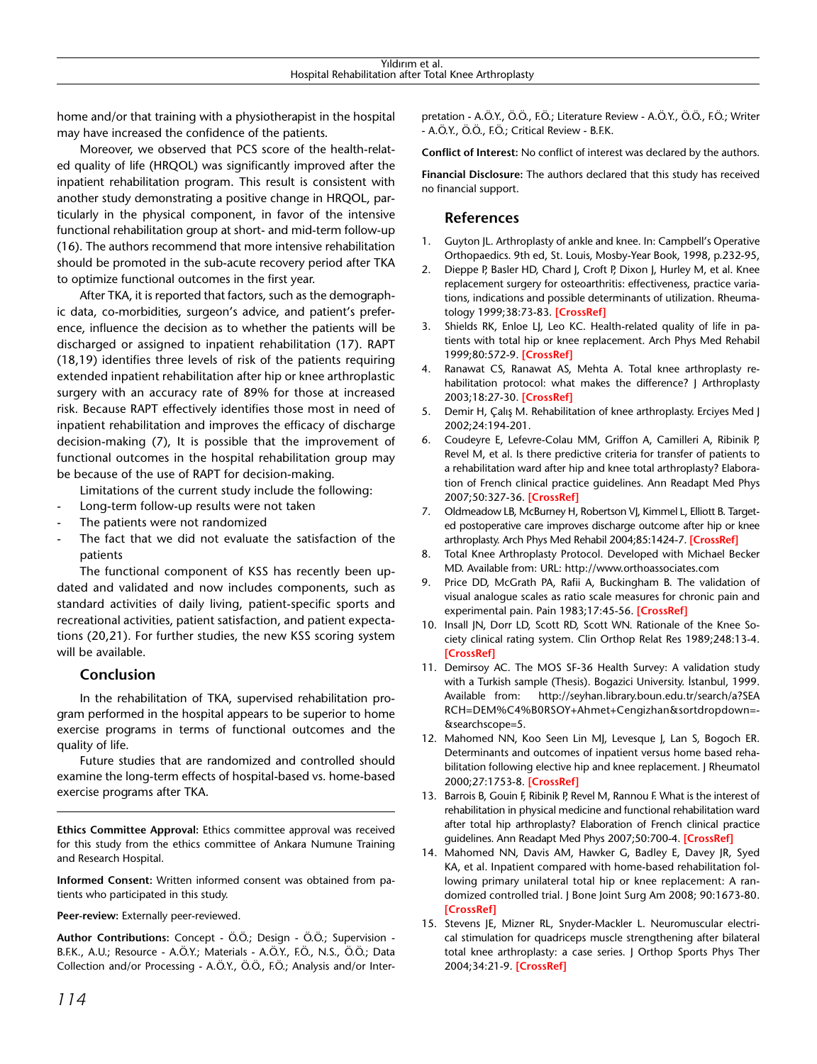home and/or that training with a physiotherapist in the hospital may have increased the confidence of the patients.

Moreover, we observed that PCS score of the health-related quality of life (HRQOL) was significantly improved after the inpatient rehabilitation program. This result is consistent with another study demonstrating a positive change in HRQOL, particularly in the physical component, in favor of the intensive functional rehabilitation group at short- and mid-term follow-up (16). The authors recommend that more intensive rehabilitation should be promoted in the sub-acute recovery period after TKA to optimize functional outcomes in the first year.

After TKA, it is reported that factors, such as the demographic data, co-morbidities, surgeon's advice, and patient's preference, influence the decision as to whether the patients will be discharged or assigned to inpatient rehabilitation (17). RAPT (18,19) identifies three levels of risk of the patients requiring extended inpatient rehabilitation after hip or knee arthroplastic surgery with an accuracy rate of 89% for those at increased risk. Because RAPT effectively identifies those most in need of inpatient rehabilitation and improves the efficacy of discharge decision-making (7), It is possible that the improvement of functional outcomes in the hospital rehabilitation group may be because of the use of RAPT for decision-making.

Limitations of the current study include the following:

- Long-term follow-up results were not taken
- The patients were not randomized
- The fact that we did not evaluate the satisfaction of the patients

The functional component of KSS has recently been updated and validated and now includes components, such as standard activities of daily living, patient-specific sports and recreational activities, patient satisfaction, and patient expectations (20,21). For further studies, the new KSS scoring system will be available.

## Conclusion

In the rehabilitation of TKA, supervised rehabilitation program performed in the hospital appears to be superior to home exercise programs in terms of functional outcomes and the quality of life.

Future studies that are randomized and controlled should examine the long-term effects of hospital-based vs. home-based exercise programs after TKA.

---

**Ethics Committee Approval:** Ethics committee approval was received for this study from the ethics committee of Ankara Numune Training and Research Hospital.

**Informed Consent:** Written informed consent was obtained from patients who participated in this study.

**Peer-review:** Externally peer-reviewed.

**Author Contributions:** Concept - Ö.Ö.; Design - Ö.Ö.; Supervision - B.F.K., A.U.; Resource - A.Ö.Y.; Materials - A.Ö.Y., F.Ö., N.S., Ö.Ö.; Data Collection and/or Processing - A.Ö.Y., Ö.Ö., F.Ö.; Analysis and/or Interpretation - A.Ö.Y., Ö.Ö., F.Ö.; Literature Review - A.Ö.Y., Ö.Ö., F.Ö.; Writer - A.Ö.Y., Ö.Ö., F.Ö.; Critical Review - B.F.K.

**Conflict of Interest:** No conflict of interest was declared by the authors.

**Financial Disclosure:** The authors declared that this study has received no financial support.

## References

1. Guyton JL. Arthroplasty of ankle and knee. In: Campbell's Operative Orthopaedics. 9th ed, St. Louis, Mosby-Year Book, 1998, p.232-95,
2. Dieppe P, Basler HD, Chard J, Croft P, Dixon J, Hurley M, et al. Knee replacement surgery for osteoarthritis: effectiveness, practice variations, indications and possible determinants of utilization. Rheumatology 1999;38:73-83. [CrossRef]
3. Shields RK, Enloe LJ, Leo KC. Health-related quality of life in patients with total hip or knee replacement. Arch Phys Med Rehabil 1999;80:572-9. [CrossRef]
4. Ranawat CS, Ranawat AS, Mehta A. Total knee arthroplasty rehabilitation protocol: what makes the difference? J Arthroplasty 2003;18:27-30. [CrossRef]
5. Demir H, Çalış M. Rehabilitation of knee arthroplasty. Erciyes Med J 2002;24:194-201.
6. Coudeyre E, Lefevre-Colau MM, Griffon A, Camilleri A, Ribinik P, Revel M, et al. Is there predictive criteria for transfer of patients to a rehabilitation ward after hip and knee total arthroplasty? Elaboration of French clinical practice guidelines. Ann Readapt Med Phys 2007;50:327-36. [CrossRef]
7. Oldmeadow LB, McBurney H, Robertson VJ, Kimmel L, Elliott B. Targeted postoperative care improves discharge outcome after hip or knee arthroplasty. Arch Phys Med Rehabil 2004;85:1424-7. [CrossRef]
8. Total Knee Arthroplasty Protocol. Developed with Michael Becker MD. Available from: URL: http://www.orthoassociates.com
9. Price DD, McGrath PA, Rafii A, Buckingham B. The validation of visual analogue scales as ratio scale measures for chronic pain and experimental pain. Pain 1983;17:45-56. [CrossRef]
10. Insall JN, Dorr LD, Scott RD, Scott WN. Rationale of the Knee Society clinical rating system. Clin Orthop Relat Res 1989;248:13-4. [CrossRef]
11. Demirsoy AC. The MOS SF-36 Health Survey: A validation study with a Turkish sample (Thesis). Bogazici University. İstanbul, 1999. Available from: http://seyhan.library.boun.edu.tr/search/a?SEARCH=DEM%C4%B0RSOY+Ahmet+Cengizhan&sortdropdown=-&searchscope=5.
12. Mahomed NN, Koo Seen Lin MJ, Levesque J, Lan S, Bogoch ER. Determinants and outcomes of inpatient versus home based rehabilitation following elective hip and knee replacement. J Rheumatol 2000;27:1753-8. [CrossRef]
13. Barrois B, Gouin F, Ribinik P, Revel M, Rannou F. What is the interest of rehabilitation in physical medicine and functional rehabilitation ward after total hip arthroplasty? Elaboration of French clinical practice guidelines. Ann Readapt Med Phys 2007;50:700-4. [CrossRef]
14. Mahomed NN, Davis AM, Hawker G, Badley E, Davey JR, Syed KA, et al. Inpatient compared with home-based rehabilitation following primary unilateral total hip or knee replacement: A randomized controlled trial. J Bone Joint Surg Am 2008; 90:1673-80. [CrossRef]
15. Stevens JE, Mizner RL, Snyder-Mackler L. Neuromuscular electrical stimulation for quadriceps muscle strengthening after bilateral total knee arthroplasty: a case series. J Orthop Sports Phys Ther 2004;34:21-9. [CrossRef]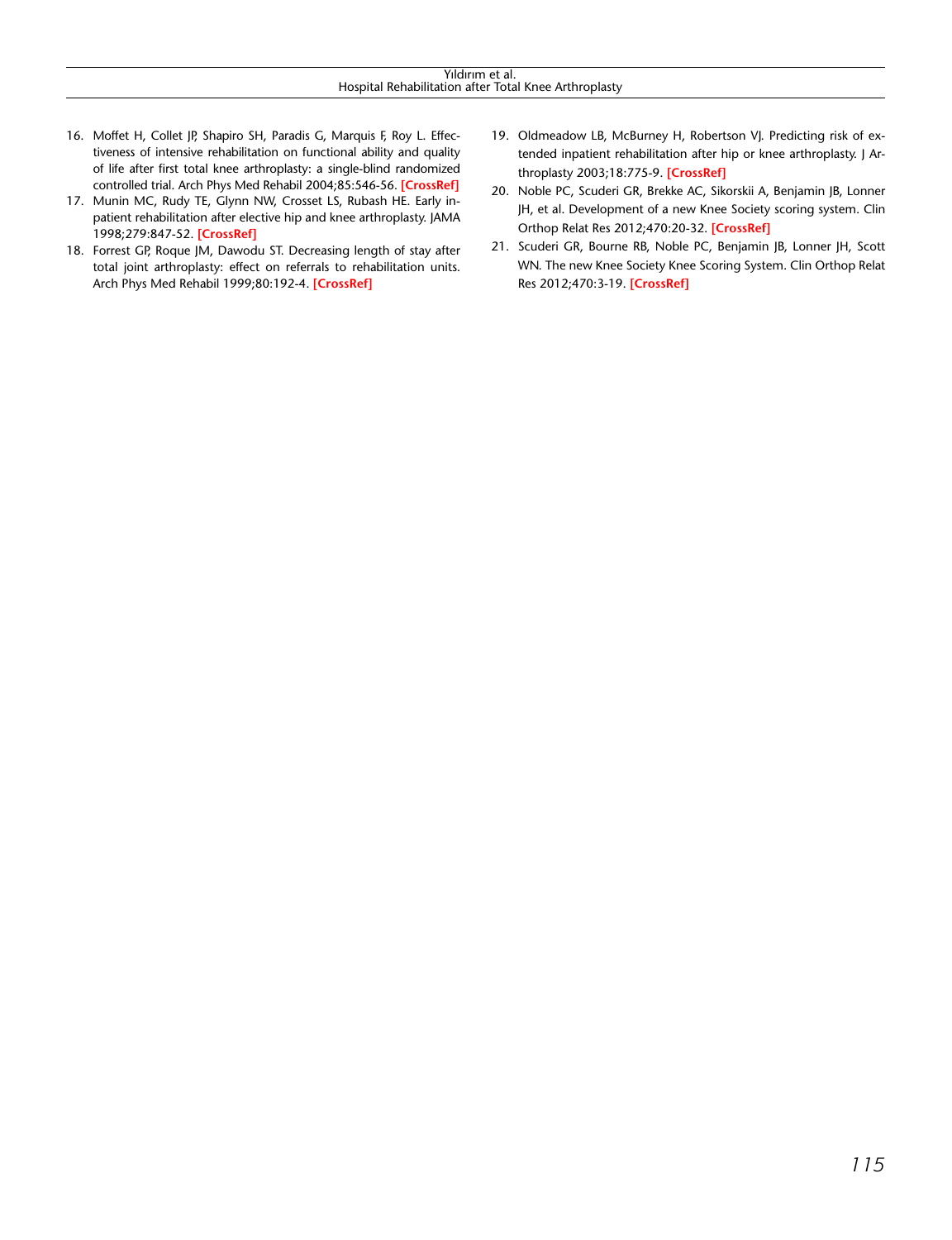16. Moffet H, Collet JP, Shapiro SH, Paradis G, Marquis F, Roy L. Effectiveness of intensive rehabilitation on functional ability and quality of life after first total knee arthroplasty: a single-blind randomized controlled trial. Arch Phys Med Rehabil 2004;85:546-56. **[CrossRef]**
17. Munin MC, Rudy TE, Glynn NW, Crosset LS, Rubash HE. Early inpatient rehabilitation after elective hip and knee arthroplasty. JAMA 1998;279:847-52. **[CrossRef]**
18. Forrest GP, Roque JM, Dawodu ST. Decreasing length of stay after total joint arthroplasty: effect on referrals to rehabilitation units. Arch Phys Med Rehabil 1999;80:192-4. **[CrossRef]**
19. Oldmeadow LB, McBurney H, Robertson VJ. Predicting risk of extended inpatient rehabilitation after hip or knee arthroplasty. J Arthroplasty 2003;18:775-9. **[CrossRef]**
20. Noble PC, Scuderi GR, Brekke AC, Sikorskii A, Benjamin JB, Lonner JH, et al. Development of a new Knee Society scoring system. Clin Orthop Relat Res 2012;470:20-32. **[CrossRef]**
21. Scuderi GR, Bourne RB, Noble PC, Benjamin JB, Lonner JH, Scott WN. The new Knee Society Knee Scoring System. Clin Orthop Relat Res 2012;470:3-19. **[CrossRef]**